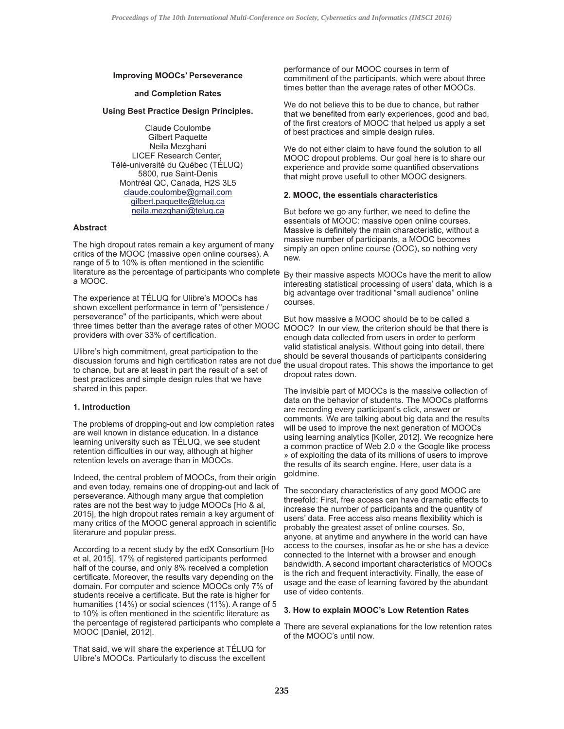**Improving MOOCs' Perseverance**

**and Completion Rates**

**Using Best Practice Design Principles.**

Claude Coulombe
Gilbert Paquette
Neila Mezghani
LICEF Research Center,
Télé-université du Québec (TÉLUQ)
5800, rue Saint-Denis
Montréal QC, Canada, H2S 3L5
claude.coulombe@gmail.com
gilbert.paquette@teluq.ca
neila.mezghani@teluq.ca

## Abstract

The high dropout rates remain a key argument of many critics of the MOOC (massive open online courses). A range of 5 to 10% is often mentioned in the scientific literature as the percentage of participants who complete a MOOC.

The experience at TÉLUQ for Ulibre's MOOCs has shown excellent performance in term of "persistence / perseverance" of the participants, which were about three times better than the average rates of other MOOC providers with over 33% of certification.

Ulibre's high commitment, great participation to the discussion forums and high certification rates are not due to chance, but are at least in part the result of a set of best practices and simple design rules that we have shared in this paper.

## 1. Introduction

The problems of dropping-out and low completion rates are well known in distance education. In a distance learning university such as TÉLUQ, we see student retention difficulties in our way, although at higher retention levels on average than in MOOCs.

Indeed, the central problem of MOOCs, from their origin and even today, remains one of dropping-out and lack of perseverance. Although many argue that completion rates are not the best way to judge MOOCs [Ho & al, 2015], the high dropout rates remain a key argument of many critics of the MOOC general approach in scientific literarure and popular press.

According to a recent study by the edX Consortium [Ho et al, 2015], 17% of registered participants performed half of the course, and only 8% received a completion certificate. Moreover, the results vary depending on the domain. For computer and science MOOCs only 7% of students receive a certificate. But the rate is higher for humanities (14%) or social sciences (11%). A range of 5 to 10% is often mentioned in the scientific literature as the percentage of registered participants who complete a MOOC [Daniel, 2012].

That said, we will share the experience at TÉLUQ for Ulibre's MOOCs. Particularly to discuss the excellent performance of our MOOC courses in term of commitment of the participants, which were about three times better than the average rates of other MOOCs.

We do not believe this to be due to chance, but rather that we benefited from early experiences, good and bad, of the first creators of MOOC that helped us apply a set of best practices and simple design rules.

We do not either claim to have found the solution to all MOOC dropout problems. Our goal here is to share our experience and provide some quantified observations that might prove usefull to other MOOC designers.

## 2. MOOC, the essentials characteristics

But before we go any further, we need to define the essentials of MOOC: massive open online courses. Massive is definitely the main characteristic, without a massive number of participants, a MOOC becomes simply an open online course (OOC), so nothing very new.

By their massive aspects MOOCs have the merit to allow interesting statistical processing of users' data, which is a big advantage over traditional "small audience" online courses.

But how massive a MOOC should be to be called a MOOC? In our view, the criterion should be that there is enough data collected from users in order to perform valid statistical analysis. Without going into detail, there should be several thousands of participants considering the usual dropout rates. This shows the importance to get dropout rates down.

The invisible part of MOOCs is the massive collection of data on the behavior of students. The MOOCs platforms are recording every participant's click, answer or comments. We are talking about big data and the results will be used to improve the next generation of MOOCs using learning analytics [Koller, 2012]. We recognize here a common practice of Web 2.0 « the Google like process » of exploiting the data of its millions of users to improve the results of its search engine. Here, user data is a goldmine.

The secondary characteristics of any good MOOC are threefold: First, free access can have dramatic effects to increase the number of participants and the quantity of users' data. Free access also means flexibility which is probably the greatest asset of online courses. So, anyone, at anytime and anywhere in the world can have access to the courses, insofar as he or she has a device connected to the Internet with a browser and enough bandwidth. A second important characteristics of MOOCs is the rich and frequent interactivity. Finally, the ease of usage and the ease of learning favored by the abundant use of video contents.

## 3. How to explain MOOC's Low Retention Rates

There are several explanations for the low retention rates of the MOOC's until now.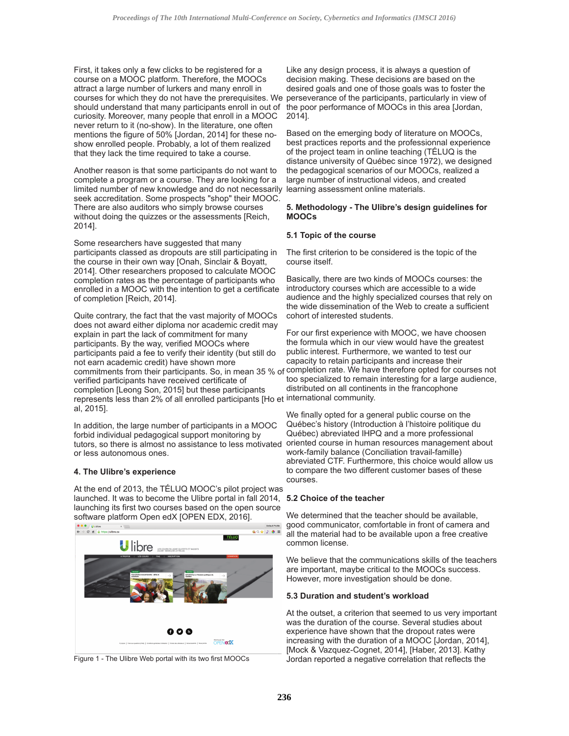First, it takes only a few clicks to be registered for a course on a MOOC platform. Therefore, the MOOCs attract a large number of lurkers and many enroll in courses for which they do not have the prerequisites. We should understand that many participants enroll in out of curiosity. Moreover, many people that enroll in a MOOC never return to it (no-show). In the literature, one often mentions the figure of 50% [Jordan, 2014] for these no-show enrolled people. Probably, a lot of them realized that they lack the time required to take a course.

Another reason is that some participants do not want to complete a program or a course. They are looking for a limited number of new knowledge and do not necessarily seek accreditation. Some prospects "shop" their MOOC. There are also auditors who simply browse courses without doing the quizzes or the assessments [Reich, 2014].

Some researchers have suggested that many participants classed as dropouts are still participating in the course in their own way [Onah, Sinclair & Boyatt, 2014]. Other researchers proposed to calculate MOOC completion rates as the percentage of participants who enrolled in a MOOC with the intention to get a certificate of completion [Reich, 2014].

Quite contrary, the fact that the vast majority of MOOCs does not award either diploma nor academic credit may explain in part the lack of commitment for many participants. By the way, verified MOOCs where participants paid a fee to verify their identity (but still do not earn academic credit) have shown more commitments from their participants. So, in mean 35 % of verified participants have received certificate of completion [Leong Son, 2015] but these participants represents less than 2% of all enrolled participants [Ho et al, 2015].

In addition, the large number of participants in a MOOC forbid individual pedagogical support monitoring by tutors, so there is almost no assistance to less motivated or less autonomous ones.

### 4. The Ulibre's experience

At the end of 2013, the TÉLUQ MOOC's pilot project was launched. It was to become the Ulibre portal in fall 2014, launching its first two courses based on the open source software platform Open edX [OPEN EDX, 2016].

Figure 1 - The Ulibre Web portal with its two first MOOCs

Like any design process, it is always a question of decision making. These decisions are based on the desired goals and one of those goals was to foster the perseverance of the participants, particularly in view of the poor performance of MOOCs in this area [Jordan, 2014].

Based on the emerging body of literature on MOOCs, best practices reports and the professionnal experience of the project team in online teaching (TÉLUQ is the distance university of Québec since 1972), we designed the pedagogical scenarios of our MOOCs, realized a large number of instructional videos, and created learning assessment online materials.

### 5. Methodology - The Ulibre's design guidelines for MOOCs

#### 5.1 Topic of the course

The first criterion to be considered is the topic of the course itself.

Basically, there are two kinds of MOOCs courses: the introductory courses which are accessible to a wide audience and the highly specialized courses that rely on the wide dissemination of the Web to create a sufficient cohort of interested students.

For our first experience with MOOC, we have choosen the formula which in our view would have the greatest public interest. Furthermore, we wanted to test our capacity to retain participants and increase their completion rate. We have therefore opted for courses not too specialized to remain interesting for a large audience, distributed on all continents in the francophone international community.

We finally opted for a general public course on the Québec's history (Introduction à l'histoire politique du Québec) abreviated IHPQ and a more professional oriented course in human resources management about work-family balance (Conciliation travail-famille) abreviated CTF. Furthermore, this choice would allow us to compare the two different customer bases of these courses.

#### 5.2 Choice of the teacher

We determined that the teacher should be available, good communicator, comfortable in front of camera and all the material had to be available upon a free creative common license.

We believe that the communications skills of the teachers are important, maybe critical to the MOOCs success. However, more investigation should be done.

#### 5.3 Duration and student's workload

At the outset, a criterion that seemed to us very important was the duration of the course. Several studies and experience have shown that the dropout rates were increasing with the duration of a MOOC [Jordan, 2014], [Mock & Vazquez-Cognet, 2014], [Haber, 2013]. Kathy Jordan reported a negative correlation that reflects the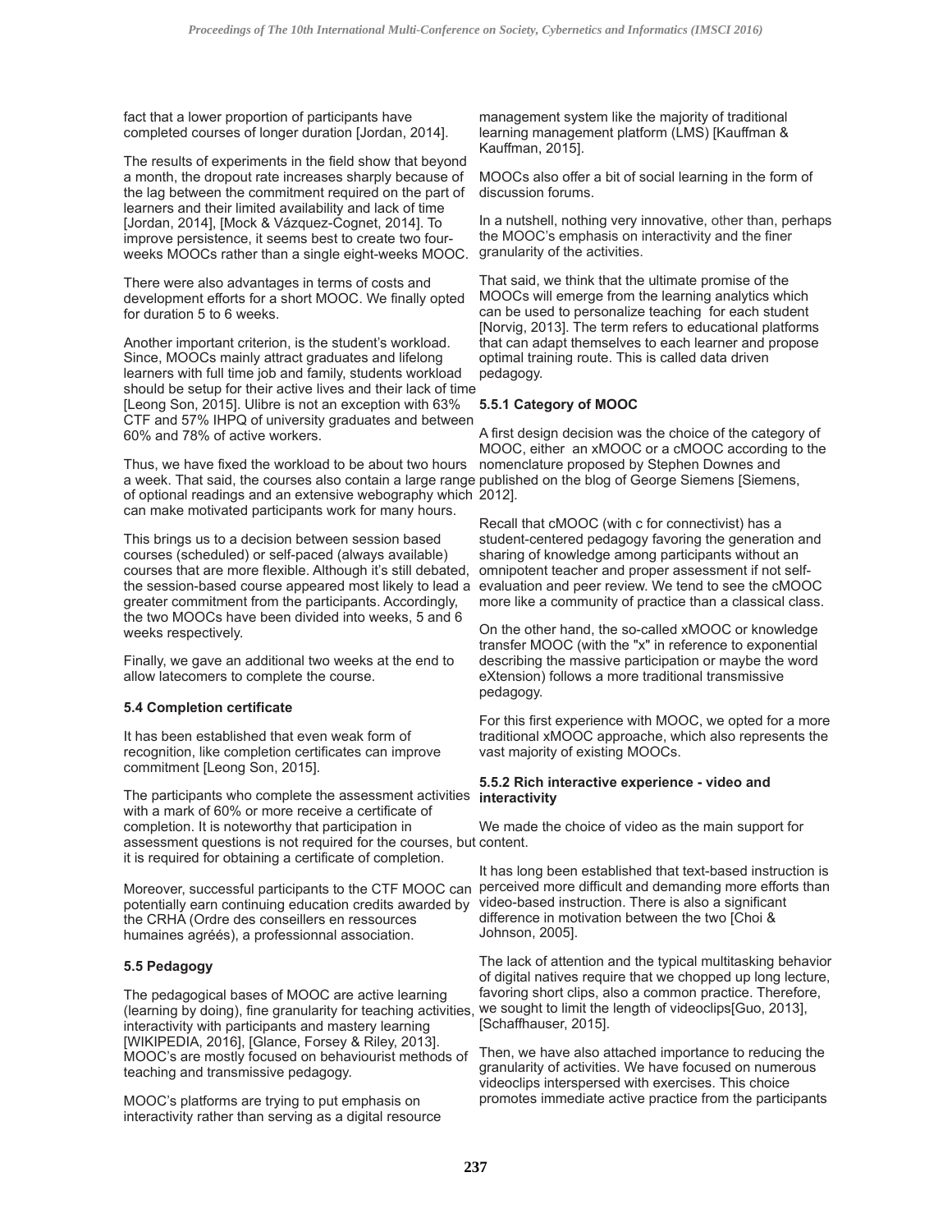fact that a lower proportion of participants have completed courses of longer duration [Jordan, 2014].

The results of experiments in the field show that beyond a month, the dropout rate increases sharply because of the lag between the commitment required on the part of learners and their limited availability and lack of time [Jordan, 2014], [Mock & Vázquez-Cognet, 2014]. To improve persistence, it seems best to create two four-weeks MOOCs rather than a single eight-weeks MOOC.

There were also advantages in terms of costs and development efforts for a short MOOC. We finally opted for duration 5 to 6 weeks.

Another important criterion, is the student's workload. Since, MOOCs mainly attract graduates and lifelong learners with full time job and family, students workload should be setup for their active lives and their lack of time [Leong Son, 2015]. Ulibre is not an exception with 63% CTF and 57% IHPQ of university graduates and between 60% and 78% of active workers.

Thus, we have fixed the workload to be about two hours a week. That said, the courses also contain a large range of optional readings and an extensive webography which can make motivated participants work for many hours.

This brings us to a decision between session based courses (scheduled) or self-paced (always available) courses that are more flexible. Although it's still debated, the session-based course appeared most likely to lead a greater commitment from the participants. Accordingly, the two MOOCs have been divided into weeks, 5 and 6 weeks respectively.

Finally, we gave an additional two weeks at the end to allow latecomers to complete the course.

### 5.4 Completion certificate

It has been established that even weak form of recognition, like completion certificates can improve commitment [Leong Son, 2015].

The participants who complete the assessment activities with a mark of 60% or more receive a certificate of completion. It is noteworthy that participation in assessment questions is not required for the courses, but it is required for obtaining a certificate of completion.

Moreover, successful participants to the CTF MOOC can potentially earn continuing education credits awarded by the CRHA (Ordre des conseillers en ressources humaines agréés), a professionnal association.

### 5.5 Pedagogy

The pedagogical bases of MOOC are active learning (learning by doing), fine granularity for teaching activities, interactivity with participants and mastery learning [WIKIPEDIA, 2016], [Glance, Forsey & Riley, 2013]. MOOC's are mostly focused on behaviourist methods of teaching and transmissive pedagogy.

MOOC's platforms are trying to put emphasis on interactivity rather than serving as a digital resource management system like the majority of traditional learning management platform (LMS) [Kauffman & Kauffman, 2015].

MOOCs also offer a bit of social learning in the form of discussion forums.

In a nutshell, nothing very innovative, other than, perhaps the MOOC's emphasis on interactivity and the finer granularity of the activities.

That said, we think that the ultimate promise of the MOOCs will emerge from the learning analytics which can be used to personalize teaching for each student [Norvig, 2013]. The term refers to educational platforms that can adapt themselves to each learner and propose optimal training route. This is called data driven pedagogy.

#### 5.5.1 Category of MOOC

A first design decision was the choice of the category of MOOC, either an xMOOC or a cMOOC according to the nomenclature proposed by Stephen Downes and published on the blog of George Siemens [Siemens, 2012].

Recall that cMOOC (with c for connectivist) has a student-centered pedagogy favoring the generation and sharing of knowledge among participants without an omnipotent teacher and proper assessment if not self-evaluation and peer review. We tend to see the cMOOC more like a community of practice than a classical class.

On the other hand, the so-called xMOOC or knowledge transfer MOOC (with the "x" in reference to exponential describing the massive participation or maybe the word eXtension) follows a more traditional transmissive pedagogy.

For this first experience with MOOC, we opted for a more traditional xMOOC approache, which also represents the vast majority of existing MOOCs.

#### 5.5.2 Rich interactive experience - video and interactivity

We made the choice of video as the main support for content.

It has long been established that text-based instruction is perceived more difficult and demanding more efforts than video-based instruction. There is also a significant difference in motivation between the two [Choi & Johnson, 2005].

The lack of attention and the typical multitasking behavior of digital natives require that we chopped up long lecture, favoring short clips, also a common practice. Therefore, we sought to limit the length of videoclips[Guo, 2013], [Schaffhauser, 2015].

Then, we have also attached importance to reducing the granularity of activities. We have focused on numerous videoclips interspersed with exercises. This choice promotes immediate active practice from the participants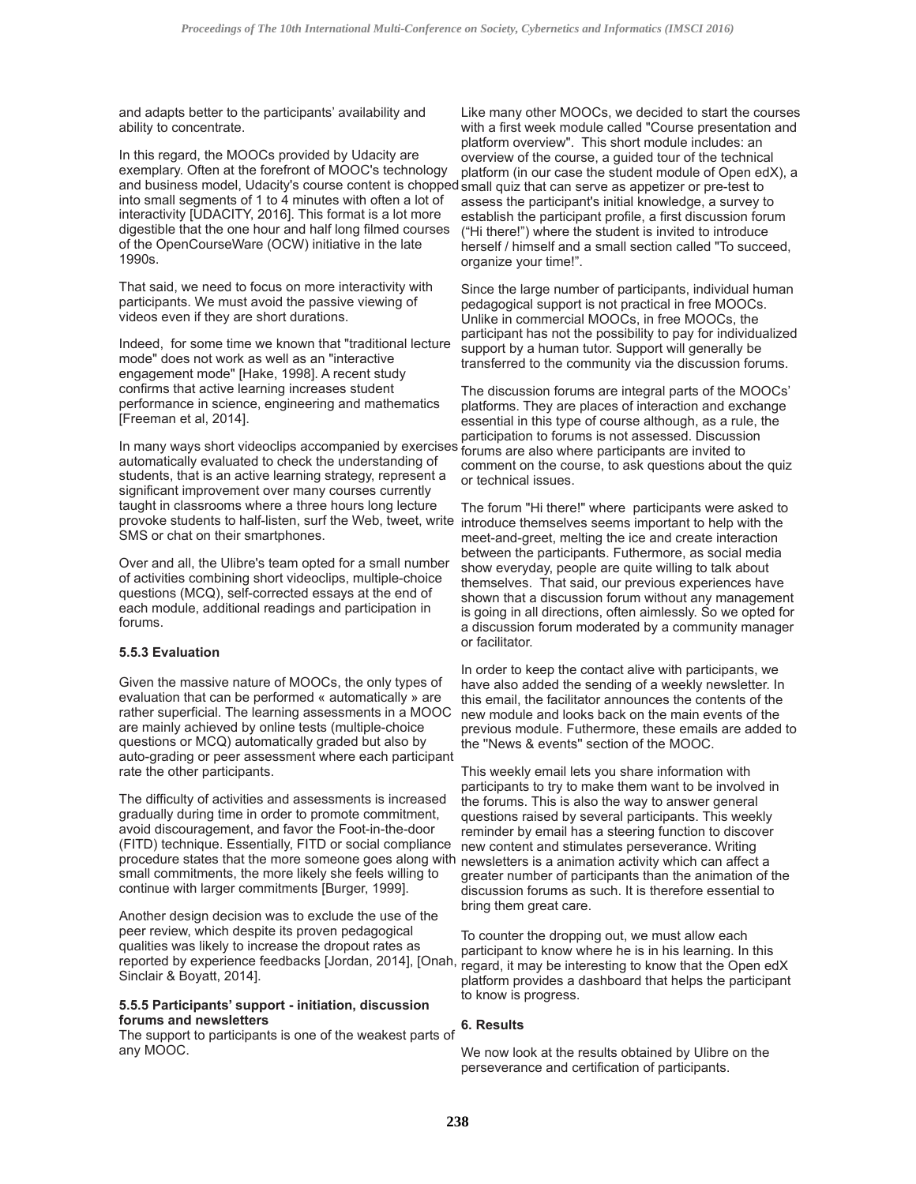and adapts better to the participants' availability and ability to concentrate.

In this regard, the MOOCs provided by Udacity are exemplary. Often at the forefront of MOOC's technology and business model, Udacity's course content is chopped into small segments of 1 to 4 minutes with often a lot of interactivity [UDACITY, 2016]. This format is a lot more digestible that the one hour and half long filmed courses of the OpenCourseWare (OCW) initiative in the late 1990s.

That said, we need to focus on more interactivity with participants. We must avoid the passive viewing of videos even if they are short durations.

Indeed, for some time we known that "traditional lecture mode" does not work as well as an "interactive engagement mode" [Hake, 1998]. A recent study confirms that active learning increases student performance in science, engineering and mathematics [Freeman et al, 2014].

In many ways short videoclips accompanied by exercises automatically evaluated to check the understanding of students, that is an active learning strategy, represent a significant improvement over many courses currently taught in classrooms where a three hours long lecture provoke students to half-listen, surf the Web, tweet, write SMS or chat on their smartphones.

Over and all, the Ulibre's team opted for a small number of activities combining short videoclips, multiple-choice questions (MCQ), self-corrected essays at the end of each module, additional readings and participation in forums.

### 5.5.3 Evaluation

Given the massive nature of MOOCs, the only types of evaluation that can be performed « automatically » are rather superficial. The learning assessments in a MOOC are mainly achieved by online tests (multiple-choice questions or MCQ) automatically graded but also by auto-grading or peer assessment where each participant rate the other participants.

The difficulty of activities and assessments is increased gradually during time in order to promote commitment, avoid discouragement, and favor the Foot-in-the-door (FITD) technique. Essentially, FITD or social compliance procedure states that the more someone goes along with small commitments, the more likely she feels willing to continue with larger commitments [Burger, 1999].

Another design decision was to exclude the use of the peer review, which despite its proven pedagogical qualities was likely to increase the dropout rates as reported by experience feedbacks [Jordan, 2014], [Onah, Sinclair & Boyatt, 2014].

### 5.5.5 Participants' support - initiation, discussion forums and newsletters

The support to participants is one of the weakest parts of any MOOC.

Like many other MOOCs, we decided to start the courses with a first week module called "Course presentation and platform overview". This short module includes: an overview of the course, a guided tour of the technical platform (in our case the student module of Open edX), a small quiz that can serve as appetizer or pre-test to assess the participant's initial knowledge, a survey to establish the participant profile, a first discussion forum ("Hi there!") where the student is invited to introduce herself / himself and a small section called "To succeed, organize your time!".

Since the large number of participants, individual human pedagogical support is not practical in free MOOCs. Unlike in commercial MOOCs, in free MOOCs, the participant has not the possibility to pay for individualized support by a human tutor. Support will generally be transferred to the community via the discussion forums.

The discussion forums are integral parts of the MOOCs' platforms. They are places of interaction and exchange essential in this type of course although, as a rule, the participation to forums is not assessed. Discussion forums are also where participants are invited to comment on the course, to ask questions about the quiz or technical issues.

The forum "Hi there!" where participants were asked to introduce themselves seems important to help with the meet-and-greet, melting the ice and create interaction between the participants. Futhermore, as social media show everyday, people are quite willing to talk about themselves. That said, our previous experiences have shown that a discussion forum without any management is going in all directions, often aimlessly. So we opted for a discussion forum moderated by a community manager or facilitator.

In order to keep the contact alive with participants, we have also added the sending of a weekly newsletter. In this email, the facilitator announces the contents of the new module and looks back on the main events of the previous module. Futhermore, these emails are added to the "News & events" section of the MOOC.

This weekly email lets you share information with participants to try to make them want to be involved in the forums. This is also the way to answer general questions raised by several participants. This weekly reminder by email has a steering function to discover new content and stimulates perseverance. Writing newsletters is a animation activity which can affect a greater number of participants than the animation of the discussion forums as such. It is therefore essential to bring them great care.

To counter the dropping out, we must allow each participant to know where he is in his learning. In this regard, it may be interesting to know that the Open edX platform provides a dashboard that helps the participant to know is progress.

## 6. Results

We now look at the results obtained by Ulibre on the perseverance and certification of participants.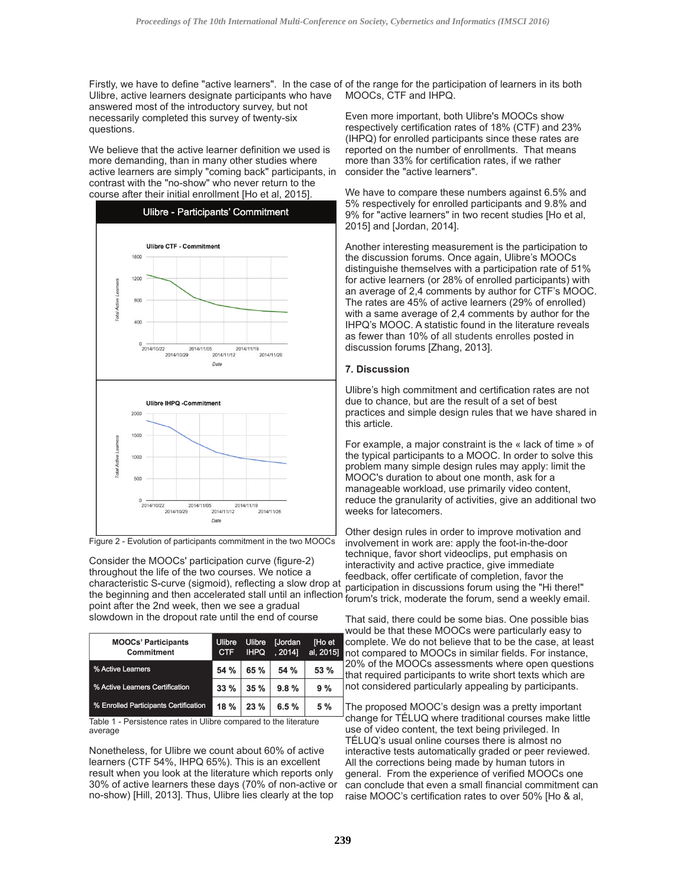Firstly, we have to define "active learners". In the case of Ulibre, active learners designate participants who have answered most of the introductory survey, but not necessarily completed this survey of twenty-six questions.

We believe that the active learner definition we used is more demanding, than in many other studies where active learners are simply "coming back" participants, in contrast with the "no-show" who never return to the course after their initial enrollment [Ho et al, 2015].

Figure 2 - Evolution of participants commitment in the two MOOCs

Consider the MOOCs' participation curve (figure-2) throughout the life of the two courses. We notice a characteristic S-curve (sigmoid), reflecting a slow drop at the beginning and then accelerated stall until an inflection point after the 2nd week, then we see a gradual slowdown in the dropout rate until the end of course

| MOOCs' Participants Commitment | Ulibre CTF | Ulibre IHPQ | [Jordan, 2014] | [Ho et al, 2015] |
|---|---|---|---|---|
| % Active Learners | 54 % | 65 % | 54 % | 53 % |
| % Active Learners Certification | 33 % | 35 % | 9.8 % | 9 % |
| % Enrolled Participants Certification | 18 % | 23 % | 6.5 % | 5 % |

Table 1 - Persistence rates in Ulibre compared to the literature average

Nonetheless, for Ulibre we count about 60% of active learners (CTF 54%, IHPQ 65%). This is an excellent result when you look at the literature which reports only 30% of active learners these days (70% of non-active or no-show) [Hill, 2013]. Thus, Ulibre lies clearly at the top of the range for the participation of learners in its both MOOCs, CTF and IHPQ.

Even more important, both Ulibre's MOOCs show respectively certification rates of 18% (CTF) and 23% (IHPQ) for enrolled participants since these rates are reported on the number of enrollments. That means more than 33% for certification rates, if we rather consider the "active learners".

We have to compare these numbers against 6.5% and 5% respectively for enrolled participants and 9.8% and 9% for "active learners" in two recent studies [Ho et al, 2015] and [Jordan, 2014].

Another interesting measurement is the participation to the discussion forums. Once again, Ulibre's MOOCs distinguishe themselves with a participation rate of 51% for active learners (or 28% of enrolled participants) with an average of 2,4 comments by author for CTF's MOOC. The rates are 45% of active learners (29% of enrolled) with a same average of 2,4 comments by author for the IHPQ's MOOC. A statistic found in the literature reveals as fewer than 10% of all students enrolles posted in discussion forums [Zhang, 2013].

## 7. Discussion

Ulibre's high commitment and certification rates are not due to chance, but are the result of a set of best practices and simple design rules that we have shared in this article.

For example, a major constraint is the « lack of time » of the typical participants to a MOOC. In order to solve this problem many simple design rules may apply: limit the MOOC's duration to about one month, ask for a manageable workload, use primarily video content, reduce the granularity of activities, give an additional two weeks for latecomers.

Other design rules in order to improve motivation and involvement in work are: apply the foot-in-the-door technique, favor short videoclips, put emphasis on interactivity and active practice, give immediate feedback, offer certificate of completion, favor the participation in discussions forum using the "Hi there!" forum's trick, moderate the forum, send a weekly email.

That said, there could be some bias. One possible bias would be that these MOOCs were particularly easy to complete. We do not believe that to be the case, at least not compared to MOOCs in similar fields. For instance, 20% of the MOOCs assessments where open questions that required participants to write short texts which are not considered particularly appealing by participants.

The proposed MOOC's design was a pretty important change for TÉLUQ where traditional courses make little use of video content, the text being privileged. In TÉLUQ's usual online courses there is almost no interactive tests automatically graded or peer reviewed. All the corrections being made by human tutors in general. From the experience of verified MOOCs one can conclude that even a small financial commitment can raise MOOC's certification rates to over 50% [Ho & al,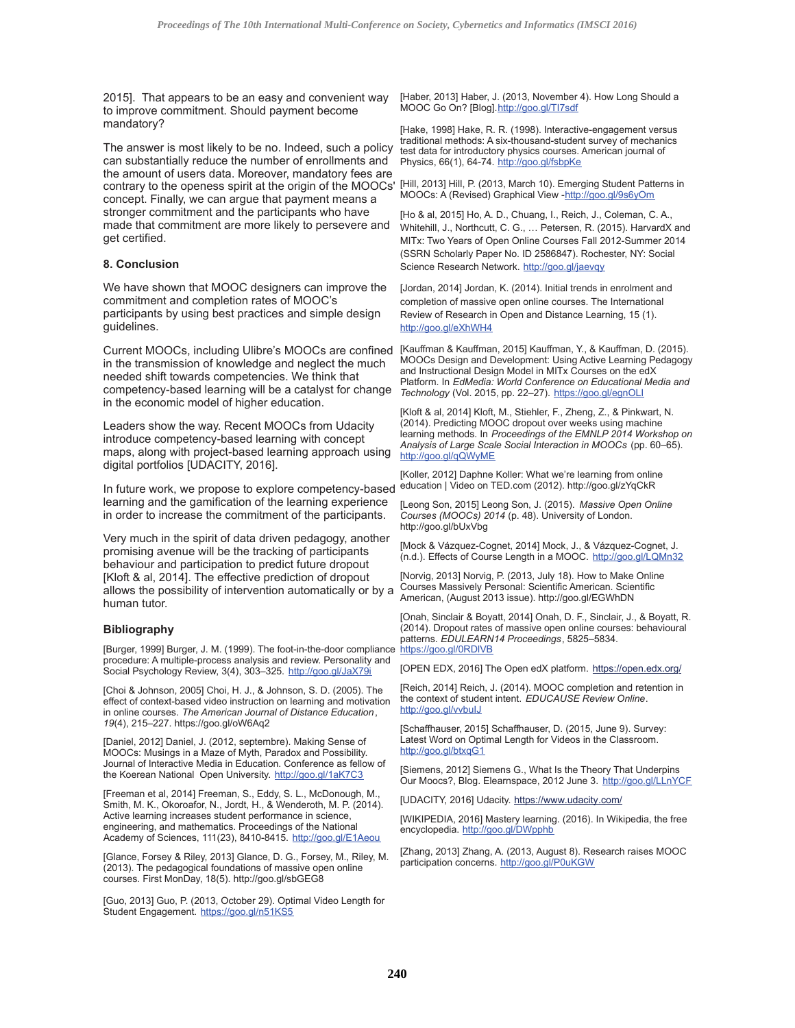2015]. That appears to be an easy and convenient way to improve commitment. Should payment become mandatory?

The answer is most likely to be no. Indeed, such a policy can substantially reduce the number of enrollments and the amount of users data. Moreover, mandatory fees are contrary to the openess spirit at the origin of the MOOCs' concept. Finally, we can argue that payment means a stronger commitment and the participants who have made that commitment are more likely to persevere and get certified.

### 8. Conclusion

We have shown that MOOC designers can improve the commitment and completion rates of MOOC's participants by using best practices and simple design guidelines.

Current MOOCs, including Ulibre's MOOCs are confined in the transmission of knowledge and neglect the much needed shift towards competencies. We think that competency-based learning will be a catalyst for change in the economic model of higher education.

Leaders show the way. Recent MOOCs from Udacity introduce competency-based learning with concept maps, along with project-based learning approach using digital portfolios [UDACITY, 2016].

In future work, we propose to explore competency-based learning and the gamification of the learning experience in order to increase the commitment of the participants.

Very much in the spirit of data driven pedagogy, another promising avenue will be the tracking of participants behaviour and participation to predict future dropout [Kloft & al, 2014]. The effective prediction of dropout allows the possibility of intervention automatically or by a human tutor.

### Bibliography

[Burger, 1999] Burger, J. M. (1999). The foot-in-the-door compliance procedure: A multiple-process analysis and review. Personality and Social Psychology Review, 3(4), 303–325. http://goo.gl/JaX79i

[Choi & Johnson, 2005] Choi, H. J., & Johnson, S. D. (2005). The effect of context-based video instruction on learning and motivation in online courses. *The American Journal of Distance Education*, *19*(4), 215–227. https://goo.gl/oW6Aq2

[Daniel, 2012] Daniel, J. (2012, septembre). Making Sense of MOOCs: Musings in a Maze of Myth, Paradox and Possibility. Journal of Interactive Media in Education. Conference as fellow of the Koerean National Open University. http://goo.gl/1aK7C3

[Freeman et al, 2014] Freeman, S., Eddy, S. L., McDonough, M., Smith, M. K., Okoroafor, N., Jordt, H., & Wenderoth, M. P. (2014). Active learning increases student performance in science, engineering, and mathematics. Proceedings of the National Academy of Sciences, 111(23), 8410-8415. http://goo.gl/E1Aeou

[Glance, Forsey & Riley, 2013] Glance, D. G., Forsey, M., Riley, M. (2013). The pedagogical foundations of massive open online courses. First MonDay, 18(5). http://goo.gl/sbGEG8

[Guo, 2013] Guo, P. (2013, October 29). Optimal Video Length for Student Engagement. https://goo.gl/n51KS5

[Haber, 2013] Haber, J. (2013, November 4). How Long Should a MOOC Go On? [Blog].http://goo.gl/Tl7sdf

[Hake, 1998] Hake, R. R. (1998). Interactive-engagement versus traditional methods: A six-thousand-student survey of mechanics test data for introductory physics courses. American journal of Physics, 66(1), 64-74. http://goo.gl/fsbpKe

[Hill, 2013] Hill, P. (2013, March 10). Emerging Student Patterns in MOOCs: A (Revised) Graphical View -http://goo.gl/9s6yOm

[Ho & al, 2015] Ho, A. D., Chuang, I., Reich, J., Coleman, C. A., Whitehill, J., Northcutt, C. G., … Petersen, R. (2015). HarvardX and MITx: Two Years of Open Online Courses Fall 2012-Summer 2014 (SSRN Scholarly Paper No. ID 2586847). Rochester, NY: Social Science Research Network. http://goo.gl/jaevqy

[Jordan, 2014] Jordan, K. (2014). Initial trends in enrolment and completion of massive open online courses. The International Review of Research in Open and Distance Learning, 15 (1). http://goo.gl/eXhWH4

[Kauffman & Kauffman, 2015] Kauffman, Y., & Kauffman, D. (2015). MOOCs Design and Development: Using Active Learning Pedagogy and Instructional Design Model in MITx Courses on the edX Platform. In *EdMedia: World Conference on Educational Media and Technology* (Vol. 2015, pp. 22–27). https://goo.gl/egnOLI

[Kloft & al, 2014] Kloft, M., Stiehler, F., Zheng, Z., & Pinkwart, N. (2014). Predicting MOOC dropout over weeks using machine learning methods. In *Proceedings of the EMNLP 2014 Workshop on Analysis of Large Scale Social Interaction in MOOCs* (pp. 60–65). http://goo.gl/qQWyME

[Koller, 2012] Daphne Koller: What we're learning from online education | Video on TED.com (2012). http://goo.gl/zYqCkR

[Leong Son, 2015] Leong Son, J. (2015). *Massive Open Online Courses (MOOCs) 2014* (p. 48). University of London. http://goo.gl/bUxVbg

[Mock & Vázquez-Cognet, 2014] Mock, J., & Vázquez-Cognet, J. (n.d.). Effects of Course Length in a MOOC. http://goo.gl/LQMn32

[Norvig, 2013] Norvig, P. (2013, July 18). How to Make Online Courses Massively Personal: Scientific American. Scientific American, (August 2013 issue). http://goo.gl/EGWhDN

[Onah, Sinclair & Boyatt, 2014] Onah, D. F., Sinclair, J., & Boyatt, R. (2014). Dropout rates of massive open online courses: behavioural patterns. *EDULEARN14 Proceedings*, 5825–5834. https://goo.gl/0RDIVB

[OPEN EDX, 2016] The Open edX platform. https://open.edx.org/

[Reich, 2014] Reich, J. (2014). MOOC completion and retention in the context of student intent. *EDUCAUSE Review Online*. http://goo.gl/vvbuIJ

[Schaffhauser, 2015] Schaffhauser, D. (2015, June 9). Survey: Latest Word on Optimal Length for Videos in the Classroom. http://goo.gl/btxqG1

[Siemens, 2012] Siemens G., What Is the Theory That Underpins Our Moocs?, Blog. Elearnspace, 2012 June 3. http://goo.gl/LLnYCF

[UDACITY, 2016] Udacity. https://www.udacity.com/

[WIKIPEDIA, 2016] Mastery learning. (2016). In Wikipedia, the free encyclopedia. http://goo.gl/DWpphb

[Zhang, 2013] Zhang, A. (2013, August 8). Research raises MOOC participation concerns. http://goo.gl/P0uKGW